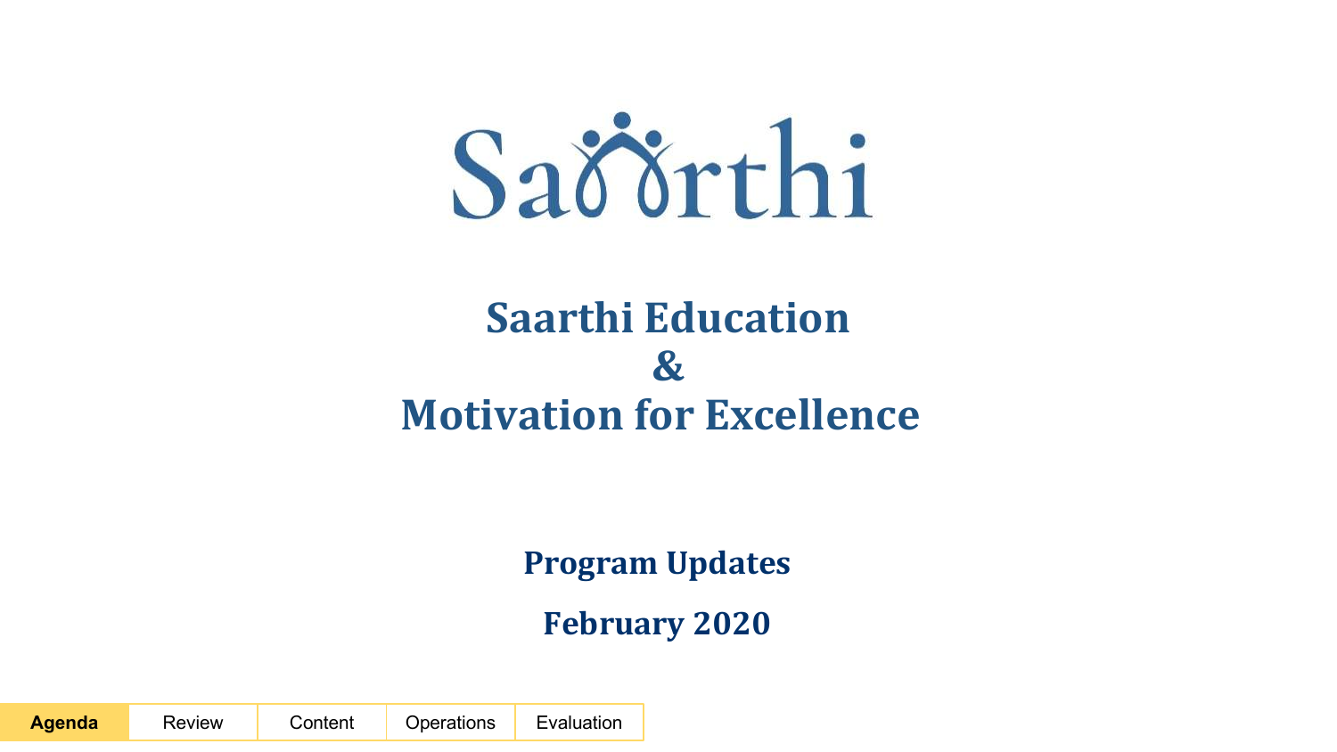# Saarthi

# Saarthi Education & Motivation for Excellence

## Program Updates

## February 2020

| **Agenda** | Review | Content | Operations | Evaluation |
| --- | --- | --- | --- | --- |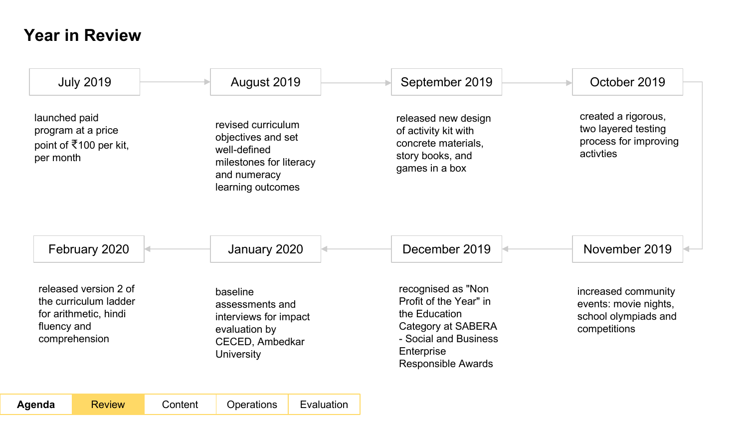# Year in Review

## July 2019

launched paid program at a price point of ₹100 per kit, per month

## August 2019

revised curriculum objectives and set well-defined milestones for literacy and numeracy learning outcomes

## September 2019

released new design of activity kit with concrete materials, story books, and games in a box

## October 2019

created a rigorous, two layered testing process for improving activties

## November 2019

increased community events: movie nights, school olympiads and competitions

## December 2019

recognised as "Non Profit of the Year" in the Education Category at SABERA - Social and Business Enterprise Responsible Awards

## January 2020

baseline assessments and interviews for impact evaluation by CECED, Ambedkar University

## February 2020

released version 2 of the curriculum ladder for arithmetic, hindi fluency and comprehension

| Agenda | Review | Content | Operations | Evaluation |
| --- | --- | --- | --- | --- |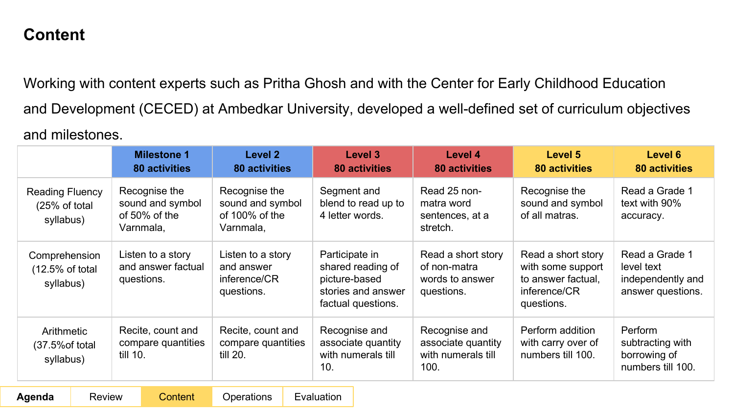# Content

Working with content experts such as Pritha Ghosh and with the Center for Early Childhood Education and Development (CECED) at Ambedkar University, developed a well-defined set of curriculum objectives and milestones.

| | Milestone 1<br>80 activities | Level 2<br>80 activities | Level 3<br>80 activities | Level 4<br>80 activities | Level 5<br>80 activities | Level 6<br>80 activities |
|---|---|---|---|---|---|---|
| Reading Fluency (25% of total syllabus) | Recognise the sound and symbol of 50% of the Varnmala, | Recognise the sound and symbol of 100% of the Varnmala, | Segment and blend to read up to 4 letter words. | Read 25 non-matra word sentences, at a stretch. | Recognise the sound and symbol of all matras. | Read a Grade 1 text with 90% accuracy. |
| Comprehension (12.5% of total syllabus) | Listen to a story and answer factual questions. | Listen to a story and answer inference/CR questions. | Participate in shared reading of picture-based stories and answer factual questions. | Read a short story of non-matra words to answer questions. | Read a short story with some support to answer factual, inference/CR questions. | Read a Grade 1 level text independently and answer questions. |
| Arithmetic (37.5%of total syllabus) | Recite, count and compare quantities till 10. | Recite, count and compare quantities till 20. | Recognise and associate quantity with numerals till 10. | Recognise and associate quantity with numerals till 100. | Perform addition with carry over of numbers till 100. | Perform subtracting with borrowing of numbers till 100. |

| **Agenda** | Review | Content | Operations | Evaluation |
|---|---|---|---|---|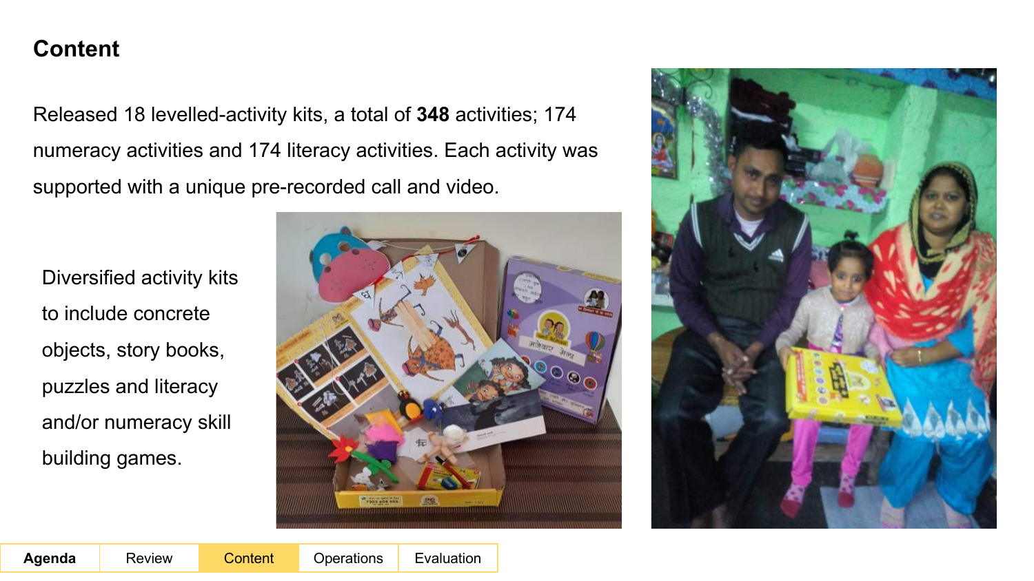## Content

Released 18 levelled-activity kits, a total of **348** activities; 174 numeracy activities and 174 literacy activities. Each activity was supported with a unique pre-recorded call and video.

Diversified activity kits to include concrete objects, story books, puzzles and literacy and/or numeracy skill building games.

| **Agenda** | Review | Content | Operations | Evaluation |
| --- | --- | --- | --- | --- |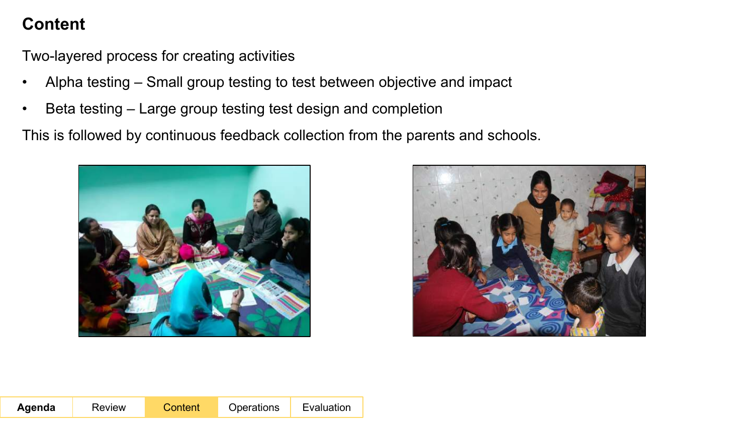# Content

Two-layered process for creating activities

- Alpha testing – Small group testing to test between objective and impact
- Beta testing – Large group testing test design and completion

This is followed by continuous feedback collection from the parents and schools.

| Agenda | Review | Content | Operations | Evaluation |
| --- | --- | --- | --- | --- |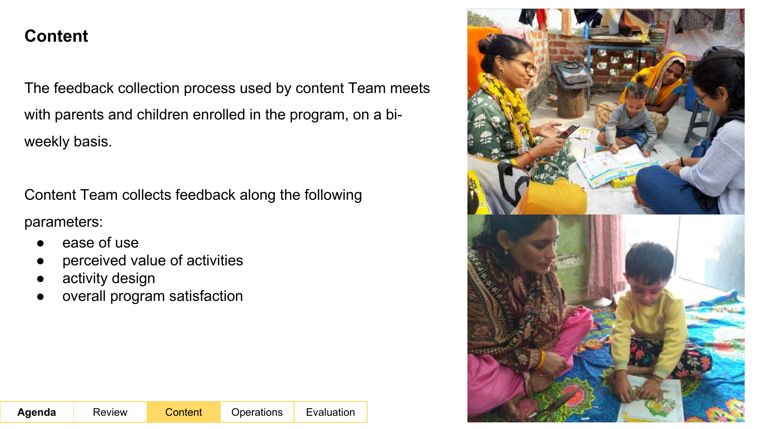# Content

The feedback collection process used by content Team meets with parents and children enrolled in the program, on a bi-weekly basis.

Content Team collects feedback along the following parameters:

- ease of use
- perceived value of activities
- activity design
- overall program satisfaction

| Agenda | Review | Content | Operations | Evaluation |
|---|---|---|---|---|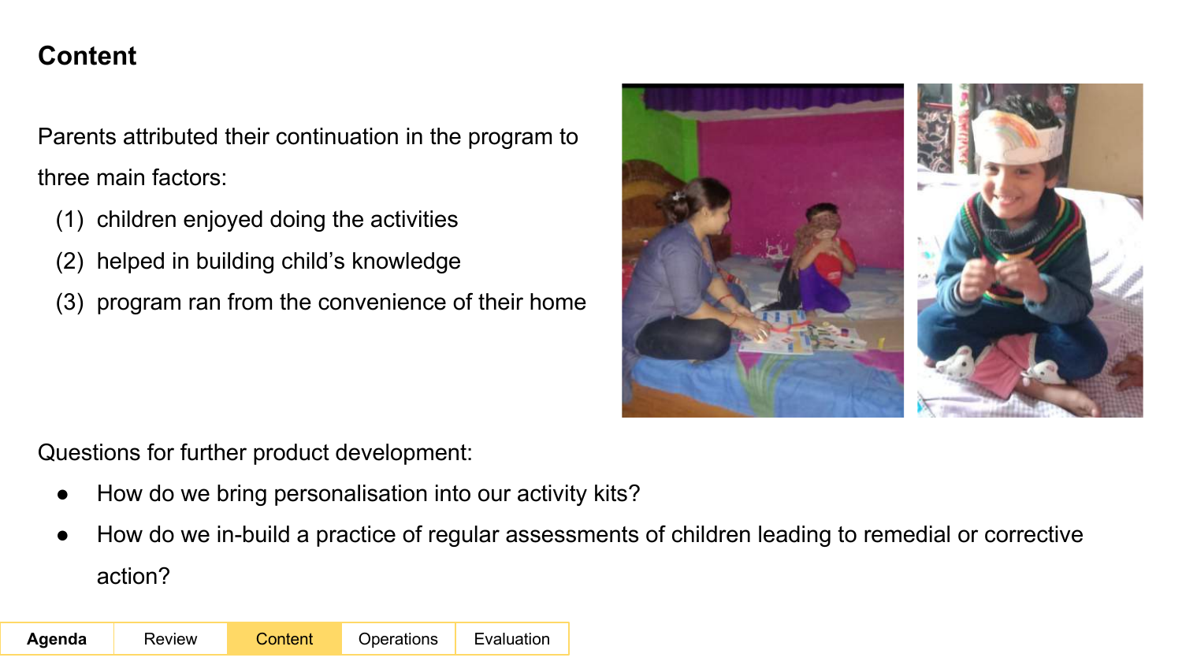## Content

Parents attributed their continuation in the program to three main factors:

1. children enjoyed doing the activities
2. helped in building child's knowledge
3. program ran from the convenience of their home

Questions for further product development:

- How do we bring personalisation into our activity kits?
- How do we in-build a practice of regular assessments of children leading to remedial or corrective action?

| Agenda | Review | Content | Operations | Evaluation |
|---|---|---|---|---|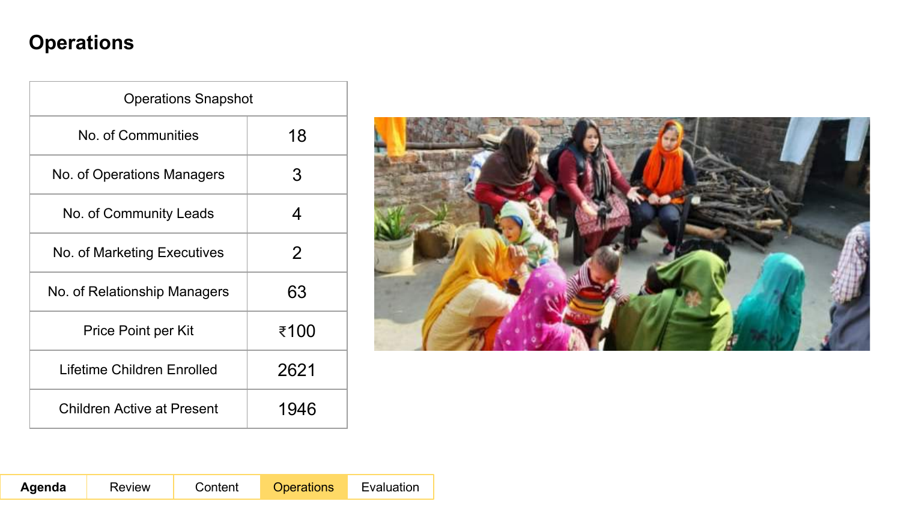# Operations

| Operations Snapshot | |
|---|---|
| No. of Communities | 18 |
| No. of Operations Managers | 3 |
| No. of Community Leads | 4 |
| No. of Marketing Executives | 2 |
| No. of Relationship Managers | 63 |
| Price Point per Kit | ₹100 |
| Lifetime Children Enrolled | 2621 |
| Children Active at Present | 1946 |

| **Agenda** | Review | Content | Operations | Evaluation |
|---|---|---|---|---|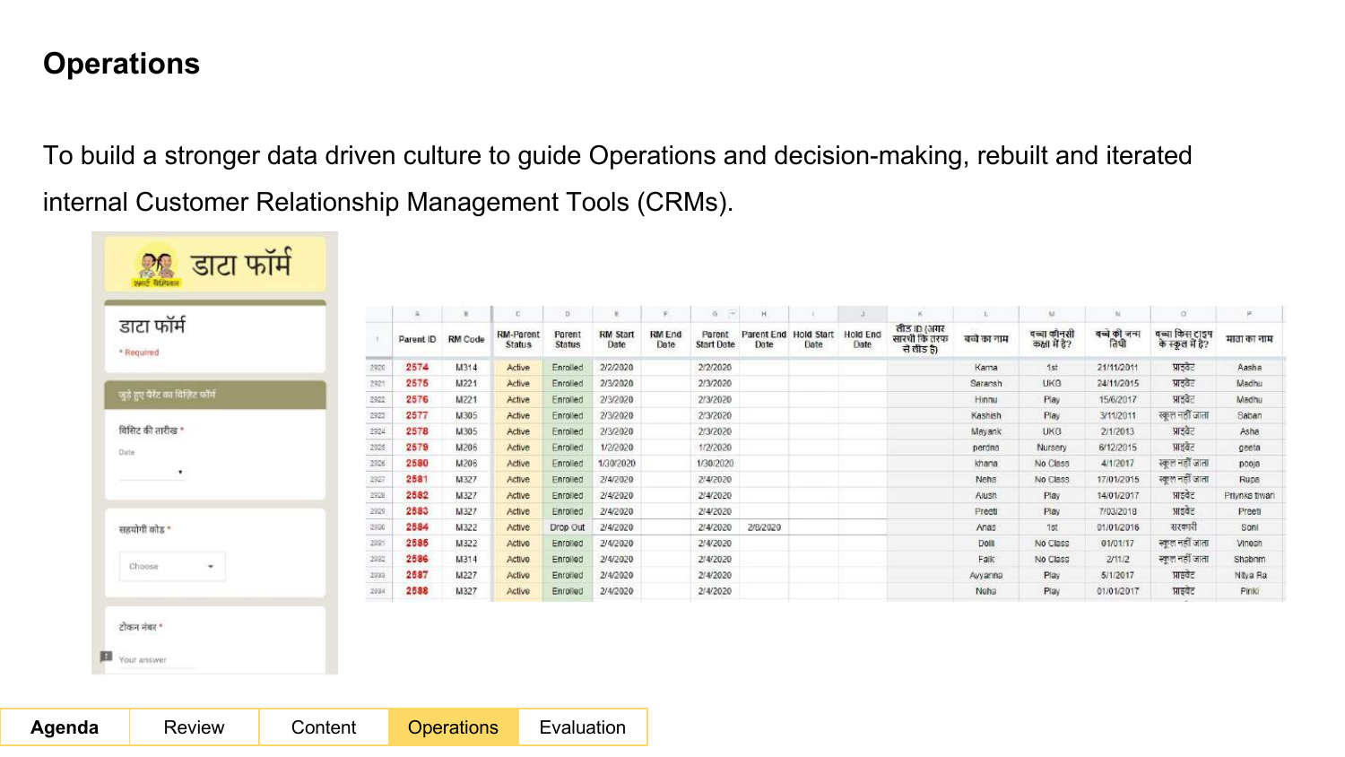# Operations

To build a stronger data driven culture to guide Operations and decision-making, rebuilt and iterated internal Customer Relationship Management Tools (CRMs).

डाटा फॉर्म

डाटा फॉर्म

* Required

जुड़े हुए पैरेंट का विज़िट फॉर्म

विज़िट की तारीख *

Date

सहयोगी कोड *

Choose

टोकन नंबर *

Your answer

| Parent ID | RM Code | RM-Parent Status | Parent Status | RM Start Date | RM End Date | Parent Start Date | Parent End Date | Hold Start Date | Hold End Date | लीड ID (अगर सारथी कि तरफ से लीड है) | बच्चे का नाम | बच्चा कौनसी कक्षा में है? | बच्चे की जन्म तिथी | बच्चा किस टाइप के स्कूल में है? | माता का नाम |
|---|---|---|---|---|---|---|---|---|---|---|---|---|---|---|---|
| 2574 | M314 | Active | Enrolled | 2/2/2020 | | 2/2/2020 | | | | | Kama | 1st | 21/11/2011 | प्राइवेट | Aasha |
| 2575 | M221 | Active | Enrolled | 2/3/2020 | | 2/3/2020 | | | | | Saransh | UKG | 24/11/2015 | प्राइवेट | Madhu |
| 2576 | M221 | Active | Enrolled | 2/3/2020 | | 2/3/2020 | | | | | Hinnu | Play | 15/6/2017 | प्राइवेट | Madhu |
| 2577 | M305 | Active | Enrolled | 2/3/2020 | | 2/3/2020 | | | | | Kashish | Play | 3/11/2011 | स्कूल नहीं जाता | Saban |
| 2578 | M305 | Active | Enrolled | 2/3/2020 | | 2/3/2020 | | | | | Mayank | UKG | 2/1/2013 | प्राइवेट | Asha |
| 2579 | M206 | Active | Enrolled | 1/2/2020 | | 1/2/2020 | | | | | perdna | Nursery | 6/12/2015 | प्राइवेट | geeta |
| 2580 | M206 | Active | Enrolled | 1/30/2020 | | 1/30/2020 | | | | | khana | No Class | 4/1/2017 | स्कूल नहीं जाता | pooja |
| 2581 | M327 | Active | Enrolled | 2/4/2020 | | 2/4/2020 | | | | | Neha | No Class | 17/01/2015 | स्कूल नहीं जाता | Rupa |
| 2582 | M327 | Active | Enrolled | 2/4/2020 | | 2/4/2020 | | | | | Aush | Play | 14/01/2017 | प्राइवेट | Priynka tiwari |
| 2583 | M327 | Active | Enrolled | 2/4/2020 | | 2/4/2020 | | | | | Preeti | Play | 7/03/2018 | प्राइवेट | Preeti |
| 2584 | M322 | Active | Drop Out | 2/4/2020 | | 2/4/2020 | 2/6/2020 | | | | Anas | 1st | 01/01/2016 | सरकारी | Soni |
| 2585 | M322 | Active | Enrolled | 2/4/2020 | | 2/4/2020 | | | | | Doll | No Class | 01/01/17 | स्कूल नहीं जाता | Vinesh |
| 2586 | M314 | Active | Enrolled | 2/4/2020 | | 2/4/2020 | | | | | Falk | No Class | 2/11/2 | स्कूल नहीं जाता | Shabnm |
| 2587 | M227 | Active | Enrolled | 2/4/2020 | | 2/4/2020 | | | | | Avyanna | Play | 5/1/2017 | प्राइवेट | Nitya Ra |
| 2588 | M327 | Active | Enrolled | 2/4/2020 | | 2/4/2020 | | | | | Neha | Play | 01/01/2017 | प्राइवेट | Pinki |

| Agenda | Review | Content | Operations | Evaluation |
|---|---|---|---|---|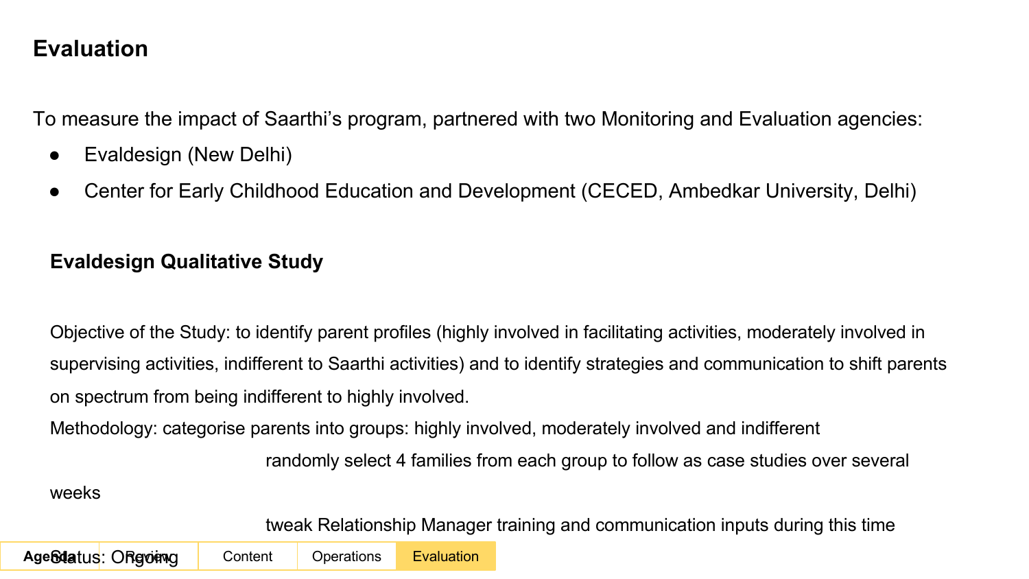## Evaluation

To measure the impact of Saarthi's program, partnered with two Monitoring and Evaluation agencies:

- Evaldesign (New Delhi)
- Center for Early Childhood Education and Development (CECED, Ambedkar University, Delhi)

### Evaldesign Qualitative Study

Objective of the Study: to identify parent profiles (highly involved in facilitating activities, moderately involved in supervising activities, indifferent to Saarthi activities) and to identify strategies and communication to shift parents on spectrum from being indifferent to highly involved.

Methodology: categorise parents into groups: highly involved, moderately involved and indifferent

randomly select 4 families from each group to follow as case studies over several weeks

tweak Relationship Manager training and communication inputs during this time

Status: Ongoing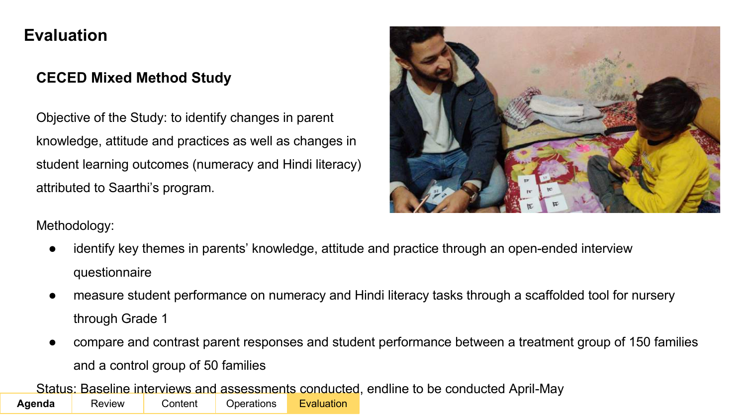# Evaluation

## CECED Mixed Method Study

Objective of the Study: to identify changes in parent knowledge, attitude and practices as well as changes in student learning outcomes (numeracy and Hindi literacy) attributed to Saarthi's program.

Methodology:

- identify key themes in parents' knowledge, attitude and practice through an open-ended interview questionnaire
- measure student performance on numeracy and Hindi literacy tasks through a scaffolded tool for nursery through Grade 1
- compare and contrast parent responses and student performance between a treatment group of 150 families and a control group of 50 families

Status: Baseline interviews and assessments conducted, endline to be conducted April-May

Agenda | Review | Content | Operations | Evaluation